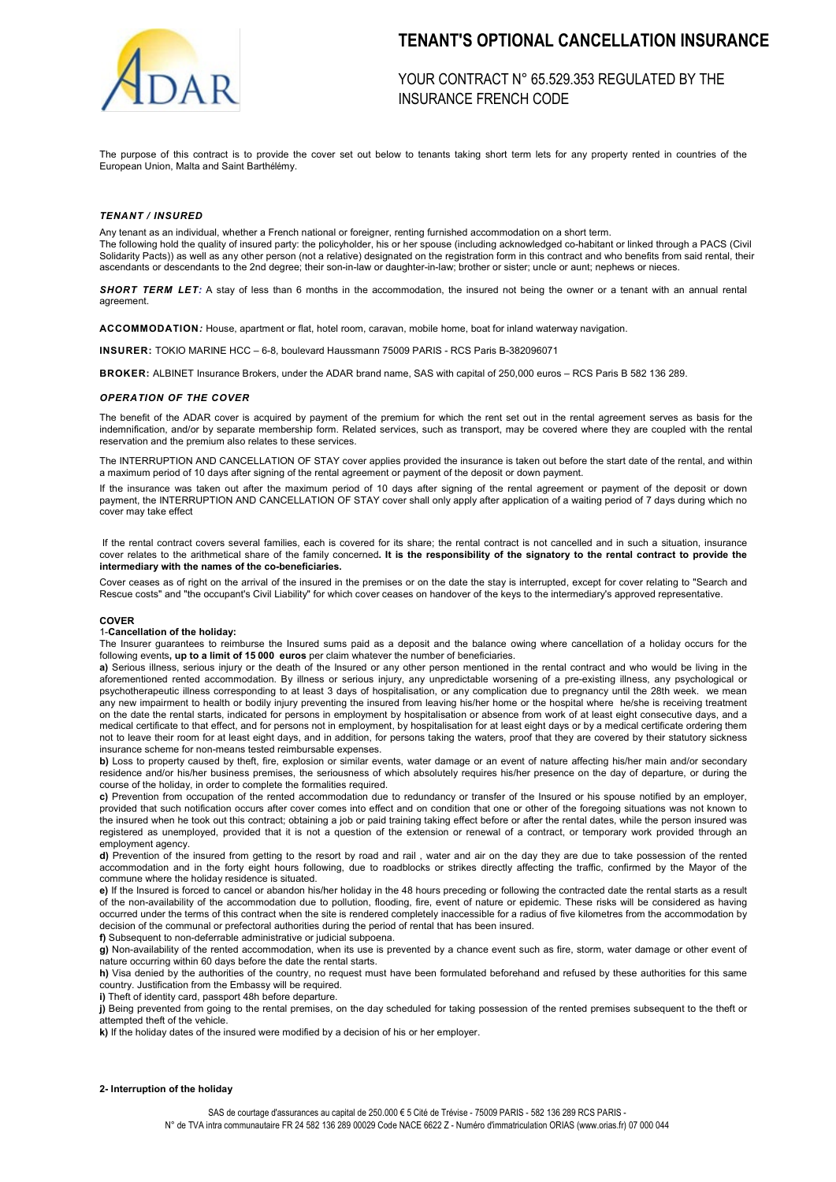# TENANT'S OPTIONAL CANCELLATION INSURANCE

YOUR CONTRACT N° 65.529.353 REGULATED BY THE INSURANCE FRENCH CODE

The purpose of this contract is to provide the cover set out below to tenants taking short term lets for any property rented in countries of the European Union, Malta and Saint Barthélémy.

***TENANT / INSURED***

Any tenant as an individual, whether a French national or foreigner, renting furnished accommodation on a short term.
The following hold the quality of insured party: the policyholder, his or her spouse (including acknowledged co-habitant or linked through a PACS (Civil Solidarity Pacts)) as well as any other person (not a relative) designated on the registration form in this contract and who benefits from said rental, their ascendants or descendants to the 2nd degree; their son-in-law or daughter-in-law; brother or sister; uncle or aunt; nephews or nieces.

***SHORT TERM LET:*** A stay of less than 6 months in the accommodation, the insured not being the owner or a tenant with an annual rental agreement.

**ACCOMMODATION***:* House, apartment or flat, hotel room, caravan, mobile home, boat for inland waterway navigation.

**INSURER:** TOKIO MARINE HCC – 6-8, boulevard Haussmann 75009 PARIS - RCS Paris B-382096071

**BROKER:** ALBINET Insurance Brokers, under the ADAR brand name, SAS with capital of 250,000 euros – RCS Paris B 582 136 289.

***OPERATION OF THE COVER***

The benefit of the ADAR cover is acquired by payment of the premium for which the rent set out in the rental agreement serves as basis for the indemnification, and/or by separate membership form. Related services, such as transport, may be covered where they are coupled with the rental reservation and the premium also relates to these services.

The INTERRUPTION AND CANCELLATION OF STAY cover applies provided the insurance is taken out before the start date of the rental, and within a maximum period of 10 days after signing of the rental agreement or payment of the deposit or down payment.

If the insurance was taken out after the maximum period of 10 days after signing of the rental agreement or payment of the deposit or down payment, the INTERRUPTION AND CANCELLATION OF STAY cover shall only apply after application of a waiting period of 7 days during which no cover may take effect

If the rental contract covers several families, each is covered for its share; the rental contract is not cancelled and in such a situation, insurance cover relates to the arithmetical share of the family concerned**. It is the responsibility of the signatory to the rental contract to provide the intermediary with the names of the co-beneficiaries.**

Cover ceases as of right on the arrival of the insured in the premises or on the date the stay is interrupted, except for cover relating to "Search and Rescue costs" and "the occupant's Civil Liability" for which cover ceases on handover of the keys to the intermediary's approved representative.

**COVER**

1-**Cancellation of the holiday:**

The Insurer guarantees to reimburse the Insured sums paid as a deposit and the balance owing where cancellation of a holiday occurs for the following events**, up to a limit of 15 000 euros** per claim whatever the number of beneficiaries.

**a)** Serious illness, serious injury or the death of the Insured or any other person mentioned in the rental contract and who would be living in the aforementioned rented accommodation. By illness or serious injury, any unpredictable worsening of a pre-existing illness, any psychological or psychotherapeutic illness corresponding to at least 3 days of hospitalisation, or any complication due to pregnancy until the 28th week. we mean any new impairment to health or bodily injury preventing the insured from leaving his/her home or the hospital where he/she is receiving treatment on the date the rental starts, indicated for persons in employment by hospitalisation or absence from work of at least eight consecutive days, and a medical certificate to that effect, and for persons not in employment, by hospitalisation for at least eight days or by a medical certificate ordering them not to leave their room for at least eight days, and in addition, for persons taking the waters, proof that they are covered by their statutory sickness insurance scheme for non-means tested reimbursable expenses.

**b)** Loss to property caused by theft, fire, explosion or similar events, water damage or an event of nature affecting his/her main and/or secondary residence and/or his/her business premises, the seriousness of which absolutely requires his/her presence on the day of departure, or during the course of the holiday, in order to complete the formalities required.

**c)** Prevention from occupation of the rented accommodation due to redundancy or transfer of the Insured or his spouse notified by an employer, provided that such notification occurs after cover comes into effect and on condition that one or other of the foregoing situations was not known to the insured when he took out this contract; obtaining a job or paid training taking effect before or after the rental dates, while the person insured was registered as unemployed, provided that it is not a question of the extension or renewal of a contract, or temporary work provided through an employment agency.

**d)** Prevention of the insured from getting to the resort by road and rail , water and air on the day they are due to take possession of the rented accommodation and in the forty eight hours following, due to roadblocks or strikes directly affecting the traffic, confirmed by the Mayor of the commune where the holiday residence is situated.

**e)** If the Insured is forced to cancel or abandon his/her holiday in the 48 hours preceding or following the contracted date the rental starts as a result of the non-availability of the accommodation due to pollution, flooding, fire, event of nature or epidemic. These risks will be considered as having occurred under the terms of this contract when the site is rendered completely inaccessible for a radius of five kilometres from the accommodation by decision of the communal or prefectoral authorities during the period of rental that has been insured.

**f)** Subsequent to non-deferrable administrative or judicial subpoena.

**g)** Non-availability of the rented accommodation, when its use is prevented by a chance event such as fire, storm, water damage or other event of nature occurring within 60 days before the date the rental starts.

**h)** Visa denied by the authorities of the country, no request must have been formulated beforehand and refused by these authorities for this same country. Justification from the Embassy will be required.

**i)** Theft of identity card, passport 48h before departure.

**j)** Being prevented from going to the rental premises, on the day scheduled for taking possession of the rented premises subsequent to the theft or attempted theft of the vehicle.

**k)** If the holiday dates of the insured were modified by a decision of his or her employer.

**2- Interruption of the holiday**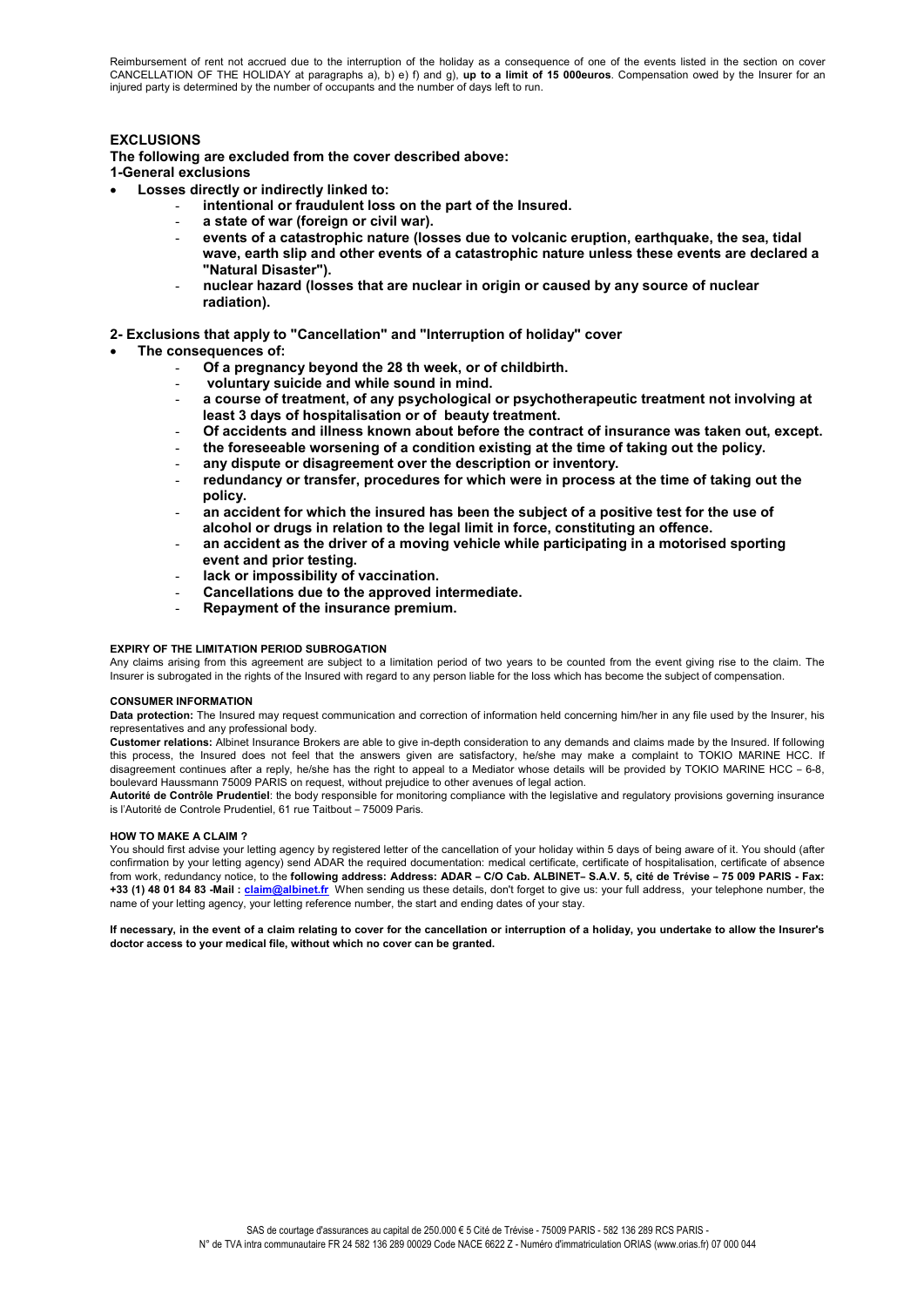Reimbursement of rent not accrued due to the interruption of the holiday as a consequence of one of the events listed in the section on cover CANCELLATION OF THE HOLIDAY at paragraphs a), b) e) f) and g), **up to a limit of 15 000euros**. Compensation owed by the Insurer for an injured party is determined by the number of occupants and the number of days left to run.

## EXCLUSIONS

**The following are excluded from the cover described above:**

**1-General exclusions**

- **Losses directly or indirectly linked to:**
  - **intentional or fraudulent loss on the part of the Insured.**
  - **a state of war (foreign or civil war).**
  - **events of a catastrophic nature (losses due to volcanic eruption, earthquake, the sea, tidal wave, earth slip and other events of a catastrophic nature unless these events are declared a "Natural Disaster").**
  - **nuclear hazard (losses that are nuclear in origin or caused by any source of nuclear radiation).**

**2- Exclusions that apply to "Cancellation" and "Interruption of holiday" cover**

- **The consequences of:**
  - **Of a pregnancy beyond the 28 th week, or of childbirth.**
  - **voluntary suicide and while sound in mind.**
  - **a course of treatment, of any psychological or psychotherapeutic treatment not involving at least 3 days of hospitalisation or of beauty treatment.**
  - **Of accidents and illness known about before the contract of insurance was taken out, except.**
  - **the foreseeable worsening of a condition existing at the time of taking out the policy.**
  - **any dispute or disagreement over the description or inventory.**
  - **redundancy or transfer, procedures for which were in process at the time of taking out the policy.**
  - **an accident for which the insured has been the subject of a positive test for the use of alcohol or drugs in relation to the legal limit in force, constituting an offence.**
  - **an accident as the driver of a moving vehicle while participating in a motorised sporting event and prior testing.**
  - **lack or impossibility of vaccination.**
  - **Cancellations due to the approved intermediate.**
  - **Repayment of the insurance premium.**

#### EXPIRY OF THE LIMITATION PERIOD SUBROGATION

Any claims arising from this agreement are subject to a limitation period of two years to be counted from the event giving rise to the claim. The Insurer is subrogated in the rights of the Insured with regard to any person liable for the loss which has become the subject of compensation.

#### CONSUMER INFORMATION

**Data protection:** The Insured may request communication and correction of information held concerning him/her in any file used by the Insurer, his representatives and any professional body.

**Customer relations:** Albinet Insurance Brokers are able to give in-depth consideration to any demands and claims made by the Insured. If following this process, the Insured does not feel that the answers given are satisfactory, he/she may make a complaint to TOKIO MARINE HCC. If disagreement continues after a reply, he/she has the right to appeal to a Mediator whose details will be provided by TOKIO MARINE HCC – 6-8, boulevard Haussmann 75009 PARIS on request, without prejudice to other avenues of legal action.

**Autorité de Contrôle Prudentiel**: the body responsible for monitoring compliance with the legislative and regulatory provisions governing insurance is l'Autorité de Controle Prudentiel, 61 rue Taitbout – 75009 Paris.

#### HOW TO MAKE A CLAIM ?

You should first advise your letting agency by registered letter of the cancellation of your holiday within 5 days of being aware of it. You should (after confirmation by your letting agency) send ADAR the required documentation: medical certificate, certificate of hospitalisation, certificate of absence from work, redundancy notice, to the **following address: Address: ADAR – C/O Cab. ALBINET– S.A.V. 5, cité de Trévise – 75 009 PARIS - Fax: +33 (1) 48 01 84 83 -Mail : claim@albinet.fr** When sending us these details, don't forget to give us: your full address, your telephone number, the name of your letting agency, your letting reference number, the start and ending dates of your stay.

**If necessary, in the event of a claim relating to cover for the cancellation or interruption of a holiday, you undertake to allow the Insurer's doctor access to your medical file, without which no cover can be granted.**

SAS de courtage d'assurances au capital de 250.000 € 5 Cité de Trévise - 75009 PARIS - 582 136 289 RCS PARIS -
N° de TVA intra communautaire FR 24 582 136 289 00029 Code NACE 6622 Z - Numéro d'immatriculation ORIAS (www.orias.fr) 07 000 044